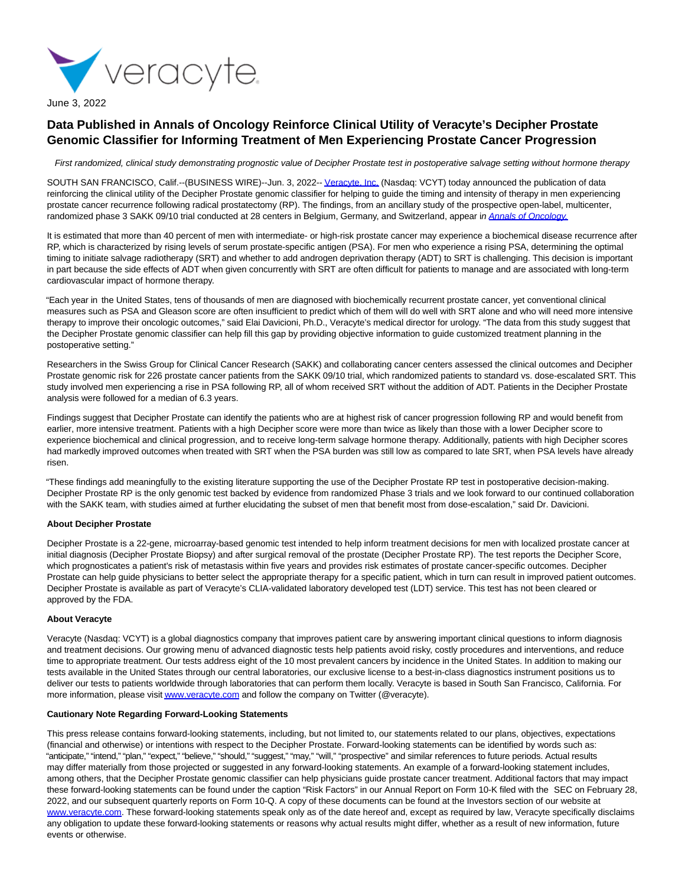June 3, 2022

# Data Published in Annals of Oncology Reinforce Clinical Utility of Veracyte's Decipher Prostate Genomic Classifier for Informing Treatment of Men Experiencing Prostate Cancer Progression

*First randomized, clinical study demonstrating prognostic value of Decipher Prostate test in postoperative salvage setting without hormone therapy*

SOUTH SAN FRANCISCO, Calif.--(BUSINESS WIRE)--Jun. 3, 2022-- Veracyte, Inc. (Nasdaq: VCYT) today announced the publication of data reinforcing the clinical utility of the Decipher Prostate genomic classifier for helping to guide the timing and intensity of therapy in men experiencing prostate cancer recurrence following radical prostatectomy (RP). The findings, from an ancillary study of the prospective open-label, multicenter, randomized phase 3 SAKK 09/10 trial conducted at 28 centers in Belgium, Germany, and Switzerland, appear in *Annals of Oncology.*

It is estimated that more than 40 percent of men with intermediate- or high-risk prostate cancer may experience a biochemical disease recurrence after RP, which is characterized by rising levels of serum prostate-specific antigen (PSA). For men who experience a rising PSA, determining the optimal timing to initiate salvage radiotherapy (SRT) and whether to add androgen deprivation therapy (ADT) to SRT is challenging. This decision is important in part because the side effects of ADT when given concurrently with SRT are often difficult for patients to manage and are associated with long-term cardiovascular impact of hormone therapy.

"Each year in the United States, tens of thousands of men are diagnosed with biochemically recurrent prostate cancer, yet conventional clinical measures such as PSA and Gleason score are often insufficient to predict which of them will do well with SRT alone and who will need more intensive therapy to improve their oncologic outcomes," said Elai Davicioni, Ph.D., Veracyte's medical director for urology. "The data from this study suggest that the Decipher Prostate genomic classifier can help fill this gap by providing objective information to guide customized treatment planning in the postoperative setting."

Researchers in the Swiss Group for Clinical Cancer Research (SAKK) and collaborating cancer centers assessed the clinical outcomes and Decipher Prostate genomic risk for 226 prostate cancer patients from the SAKK 09/10 trial, which randomized patients to standard vs. dose-escalated SRT. This study involved men experiencing a rise in PSA following RP, all of whom received SRT without the addition of ADT. Patients in the Decipher Prostate analysis were followed for a median of 6.3 years.

Findings suggest that Decipher Prostate can identify the patients who are at highest risk of cancer progression following RP and would benefit from earlier, more intensive treatment. Patients with a high Decipher score were more than twice as likely than those with a lower Decipher score to experience biochemical and clinical progression, and to receive long-term salvage hormone therapy. Additionally, patients with high Decipher scores had markedly improved outcomes when treated with SRT when the PSA burden was still low as compared to late SRT, when PSA levels have already risen.

"These findings add meaningfully to the existing literature supporting the use of the Decipher Prostate RP test in postoperative decision-making. Decipher Prostate RP is the only genomic test backed by evidence from randomized Phase 3 trials and we look forward to our continued collaboration with the SAKK team, with studies aimed at further elucidating the subset of men that benefit most from dose-escalation," said Dr. Davicioni.

**About Decipher Prostate**

Decipher Prostate is a 22-gene, microarray-based genomic test intended to help inform treatment decisions for men with localized prostate cancer at initial diagnosis (Decipher Prostate Biopsy) and after surgical removal of the prostate (Decipher Prostate RP). The test reports the Decipher Score, which prognosticates a patient's risk of metastasis within five years and provides risk estimates of prostate cancer-specific outcomes. Decipher Prostate can help guide physicians to better select the appropriate therapy for a specific patient, which in turn can result in improved patient outcomes. Decipher Prostate is available as part of Veracyte's CLIA-validated laboratory developed test (LDT) service. This test has not been cleared or approved by the FDA.

**About Veracyte**

Veracyte (Nasdaq: VCYT) is a global diagnostics company that improves patient care by answering important clinical questions to inform diagnosis and treatment decisions. Our growing menu of advanced diagnostic tests help patients avoid risky, costly procedures and interventions, and reduce time to appropriate treatment. Our tests address eight of the 10 most prevalent cancers by incidence in the United States. In addition to making our tests available in the United States through our central laboratories, our exclusive license to a best-in-class diagnostics instrument positions us to deliver our tests to patients worldwide through laboratories that can perform them locally. Veracyte is based in South San Francisco, California. For more information, please visit www.veracyte.com and follow the company on Twitter (@veracyte).

**Cautionary Note Regarding Forward-Looking Statements**

This press release contains forward-looking statements, including, but not limited to, our statements related to our plans, objectives, expectations (financial and otherwise) or intentions with respect to the Decipher Prostate. Forward-looking statements can be identified by words such as: "anticipate," "intend," "plan," "expect," "believe," "should," "suggest," "may," "will," "prospective" and similar references to future periods. Actual results may differ materially from those projected or suggested in any forward-looking statements. An example of a forward-looking statement includes, among others, that the Decipher Prostate genomic classifier can help physicians guide prostate cancer treatment. Additional factors that may impact these forward-looking statements can be found under the caption "Risk Factors" in our Annual Report on Form 10-K filed with the SEC on February 28, 2022, and our subsequent quarterly reports on Form 10-Q. A copy of these documents can be found at the Investors section of our website at www.veracyte.com. These forward-looking statements speak only as of the date hereof and, except as required by law, Veracyte specifically disclaims any obligation to update these forward-looking statements or reasons why actual results might differ, whether as a result of new information, future events or otherwise.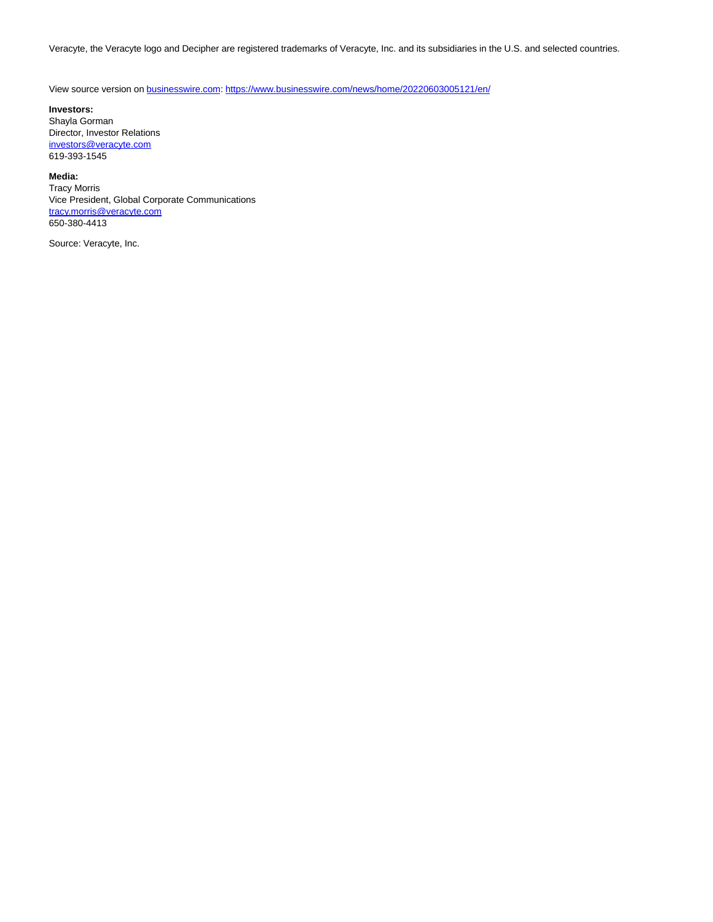Veracyte, the Veracyte logo and Decipher are registered trademarks of Veracyte, Inc. and its subsidiaries in the U.S. and selected countries.

View source version on businesswire.com: https://www.businesswire.com/news/home/20220603005121/en/

**Investors:**
Shayla Gorman
Director, Investor Relations
investors@veracyte.com
619-393-1545

**Media:**
Tracy Morris
Vice President, Global Corporate Communications
tracy.morris@veracyte.com
650-380-4413

Source: Veracyte, Inc.